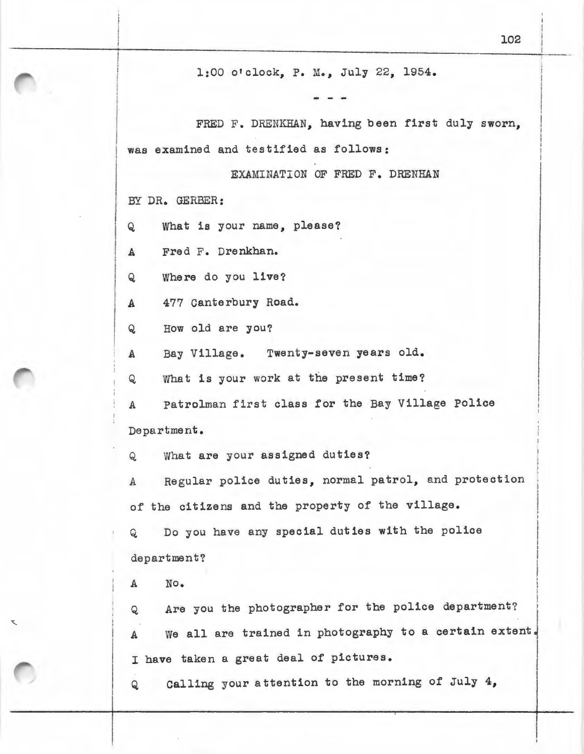1:00 o'clock, P. M., July 22, 1954.

- - -

FRED F. DRENKHAN, having been first duly sworn, was examined and testified as follows:

EXAMINATION OF FRED F. DRENHAN

BY DR. GERBER:

Q What is your name, please?

A Fred F. Drenkhan.

Q Where do you live?

A 477 Canterbury Road.

Q How old are you?

A Bay Village. Twenty-seven years old.

Q What is your work at the present time?

A Patrolman first class for the Bay Village Police Department.

Q What are your assigned duties?

A Regular police duties, normal patrol, and protection of the citizens and the property of the village.

Q Do you have any special duties with the police department?

A No.

Q Are you the photographer for the police department?

A We all are trained in photography to a certain extent. I have taken a great deal of pictures.

Q Calling your attention to the morning of July 4,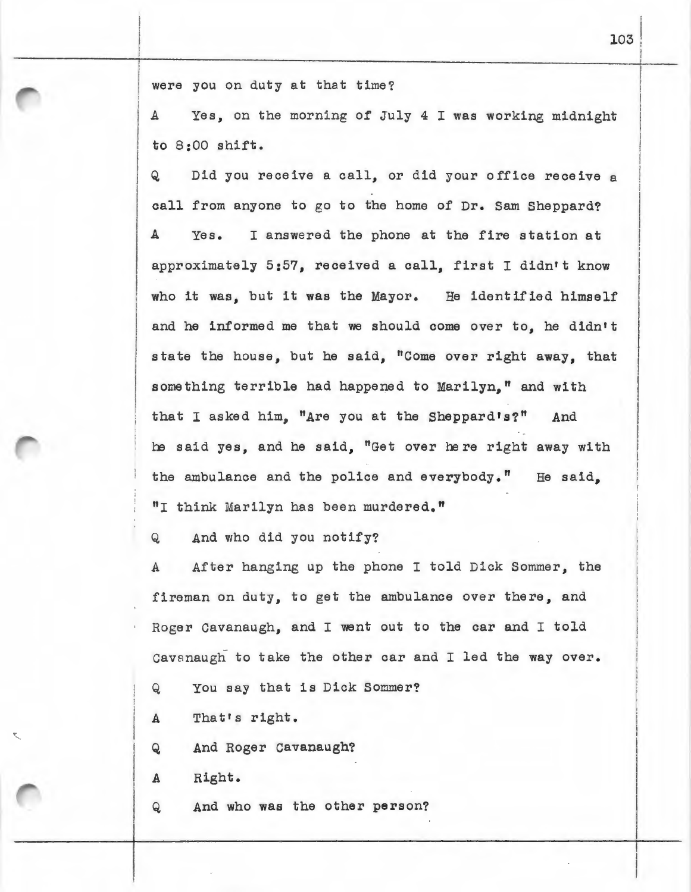were you on duty at that time?

A Yes, on the morning of July 4 I was working midnight to 8:00 shift.

Q Did you receive a call, or did your office receive a call from anyone to go to the home of Dr. Sam Sheppard?

A Yes. I answered the phone at the fire station at approximately 5:57, received a call, first I didn't know who it was, but it was the Mayor. He identified himself and he informed me that we should come over to, he didn't state the house, but he said, "Come over right away, that something terrible had happened to Marilyn," and with that I asked him, "Are you at the Sheppard's?" And he said yes, and he said, "Get over here right away with the ambulance and the police and everybody." He said, "I think Marilyn has been murdered."

Q And who did you notify?

A After hanging up the phone I told Dick Sommer, the fireman on duty, to get the ambulance over there, and Roger Cavanaugh, and I went out to the car and I told Cavanaugh to take the other car and I led the way over.

Q You say that is Dick Sommer?

A That's right.

Q And Roger Cavanaugh?

A Right.

Q And who was the other person?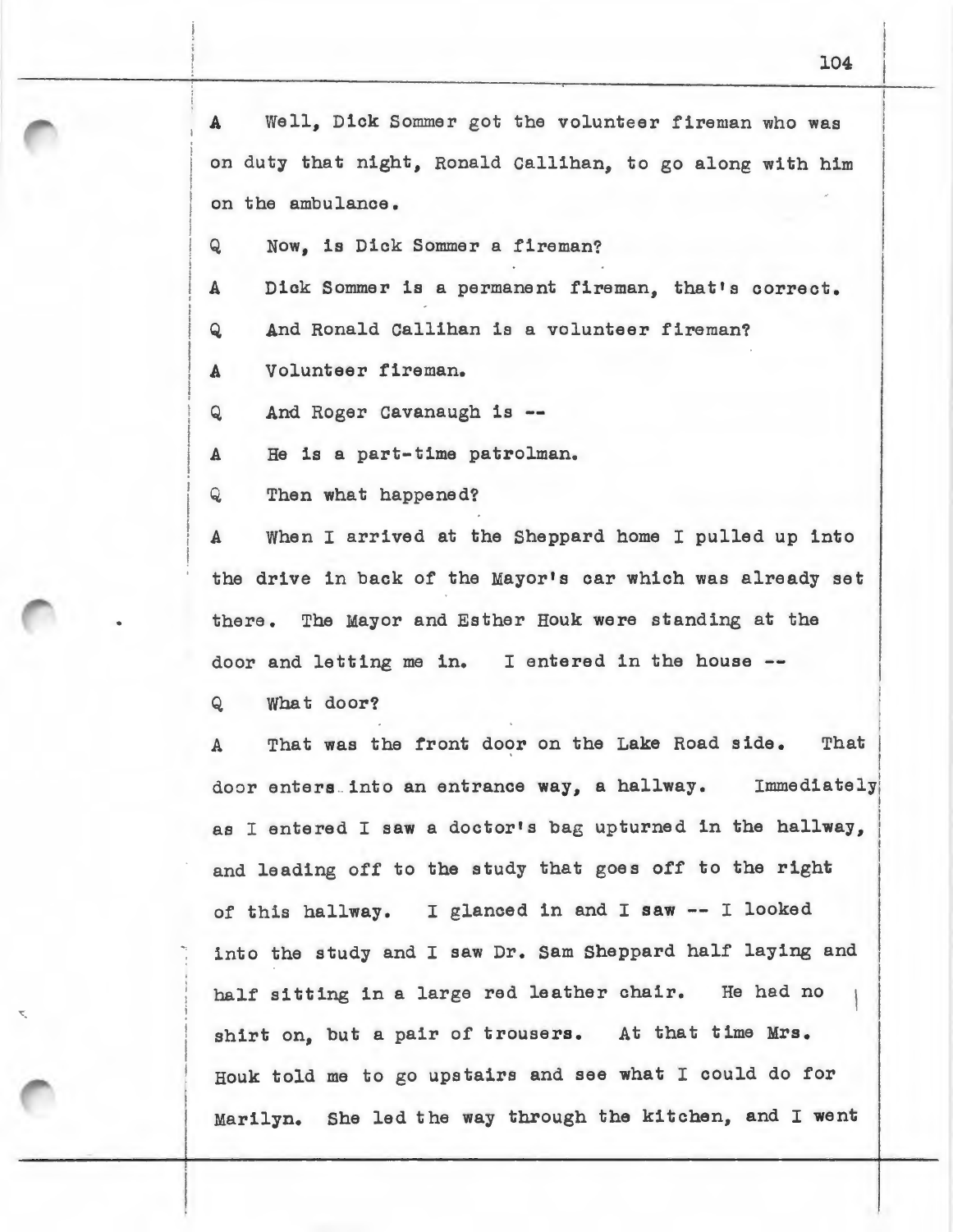A Well, Dick Sommer got the volunteer fireman who was on duty that night, Ronald Callihan, to go along with him on the ambulance.

Q Now, is Dick Sommer a fireman?

A Dick Sommer is a permanent fireman, that's correct.

Q And Ronald Callihan is a volunteer fireman?

A Volunteer fireman.

Q And Roger Cavanaugh is --

A He is a part-time patrolman.

Q Then what happened?

A When I arrived at the Sheppard home I pulled up into the drive in back of the Mayor's car which was already set there. The Mayor and Esther Houk were standing at the door and letting me in. I entered in the house --

Q What door?

A That was the front door on the Lake Road side. That door enters into an entrance way, a hallway. Immediately as I entered I saw a doctor's bag upturned in the hallway, and leading off to the study that goes off to the right of this hallway. I glanced in and I saw -- I looked into the study and I saw Dr. Sam Sheppard half laying and half sitting in a large red leather chair. He had no shirt on, but a pair of trousers. At that time Mrs. Houk told me to go upstairs and see what I could do for Marilyn. She led the way through the kitchen, and I went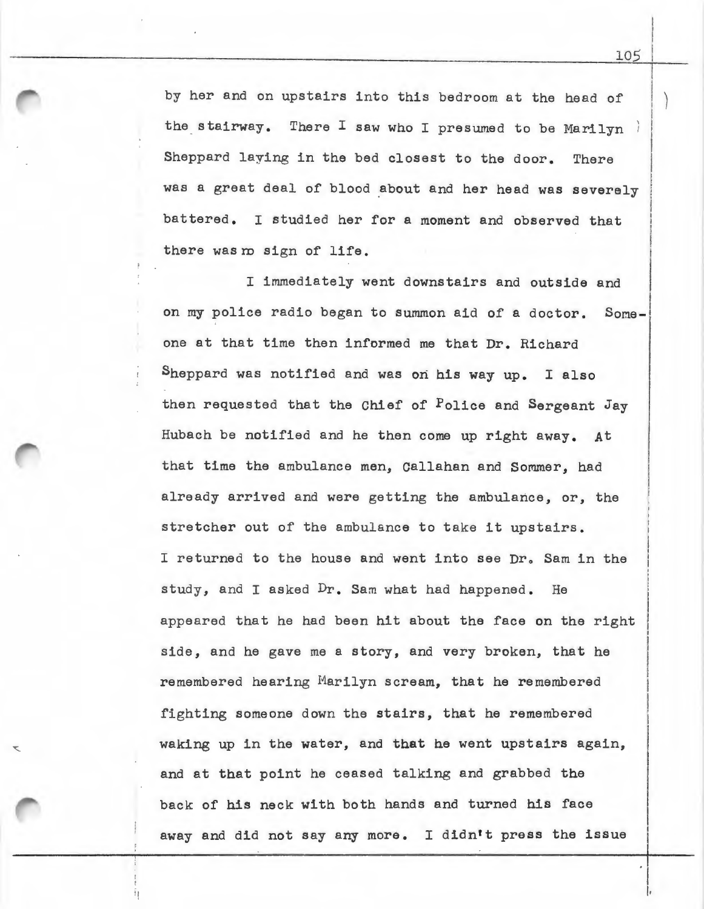by her and on upstairs into this bedroom at the head of the stairway. There I saw who I presumed to be Marilyn Sheppard laying in the bed closest to the door. There was a great deal of blood about and her head was severely battered. I studied her for a moment and observed that there was no sign of life.

I immediately went downstairs and outside and on my police radio began to summon aid of a doctor. Someone at that time then informed me that Dr. Richard Sheppard was notified and was on his way up. I also then requested that the Chief of Police and Sergeant Jay Hubach be notified and he then come up right away. At that time the ambulance men, Callahan and Sommer, had already arrived and were getting the ambulance, or, the stretcher out of the ambulance to take it upstairs. I returned to the house and went into see Dr. Sam in the study, and I asked Dr. Sam what had happened. He appeared that he had been hit about the face on the right side, and he gave me a story, and very broken, that he remembered hearing Marilyn scream, that he remembered fighting someone down the stairs, that he remembered waking up in the water, and that he went upstairs again, and at that point he ceased talking and grabbed the back of his neck with both hands and turned his face away and did not say any more. I didn't press the issue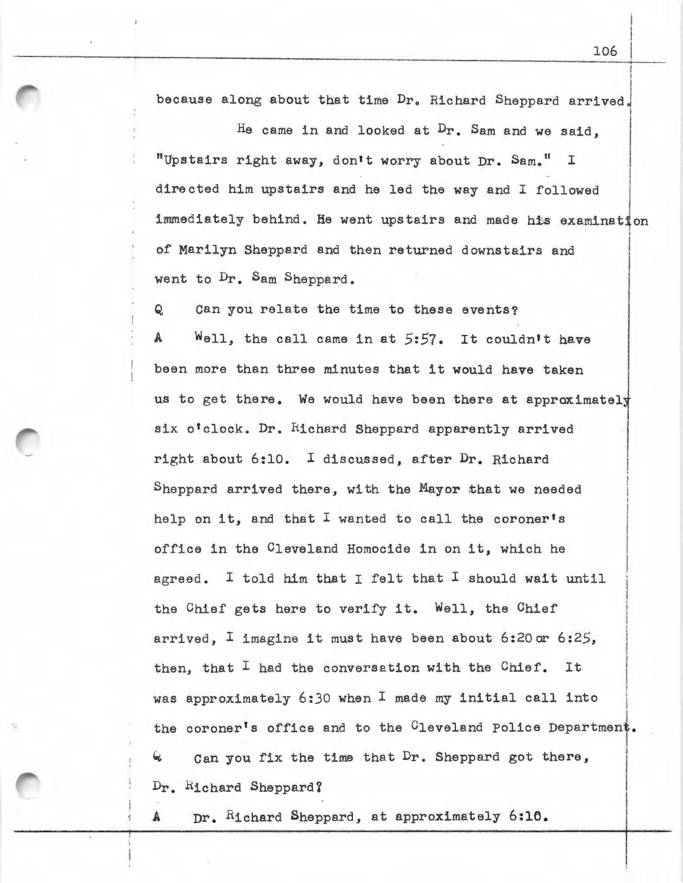because along about that time Dr. Richard Sheppard arrived.

He came in and looked at Dr. Sam and we said, "Upstairs right away, don't worry about Dr. Sam." I directed him upstairs and he led the way and I followed immediately behind. He went upstairs and made his examination of Marilyn Sheppard and then returned downstairs and went to Dr. Sam Sheppard.

Q Can you relate the time to these events?

A Well, the call came in at 5:57. It couldn't have been more than three minutes that it would have taken us to get there. We would have been there at approximately six o'clock. Dr. Richard Sheppard apparently arrived right about 6:10. I discussed, after Dr. Richard Sheppard arrived there, with the Mayor that we needed help on it, and that I wanted to call the coroner's office in the Cleveland Homocide in on it, which he agreed. I told him that I felt that I should wait until the Chief gets here to verify it. Well, the Chief arrived, I imagine it must have been about 6:20 or 6:25, then, that I had the conversation with the Chief. It was approximately 6:30 when I made my initial call into the coroner's office and to the Cleveland Police Department.

Q Can you fix the time that Dr. Sheppard got there, Dr. Richard Sheppard?

A Dr. Richard Sheppard, at approximately 6:10.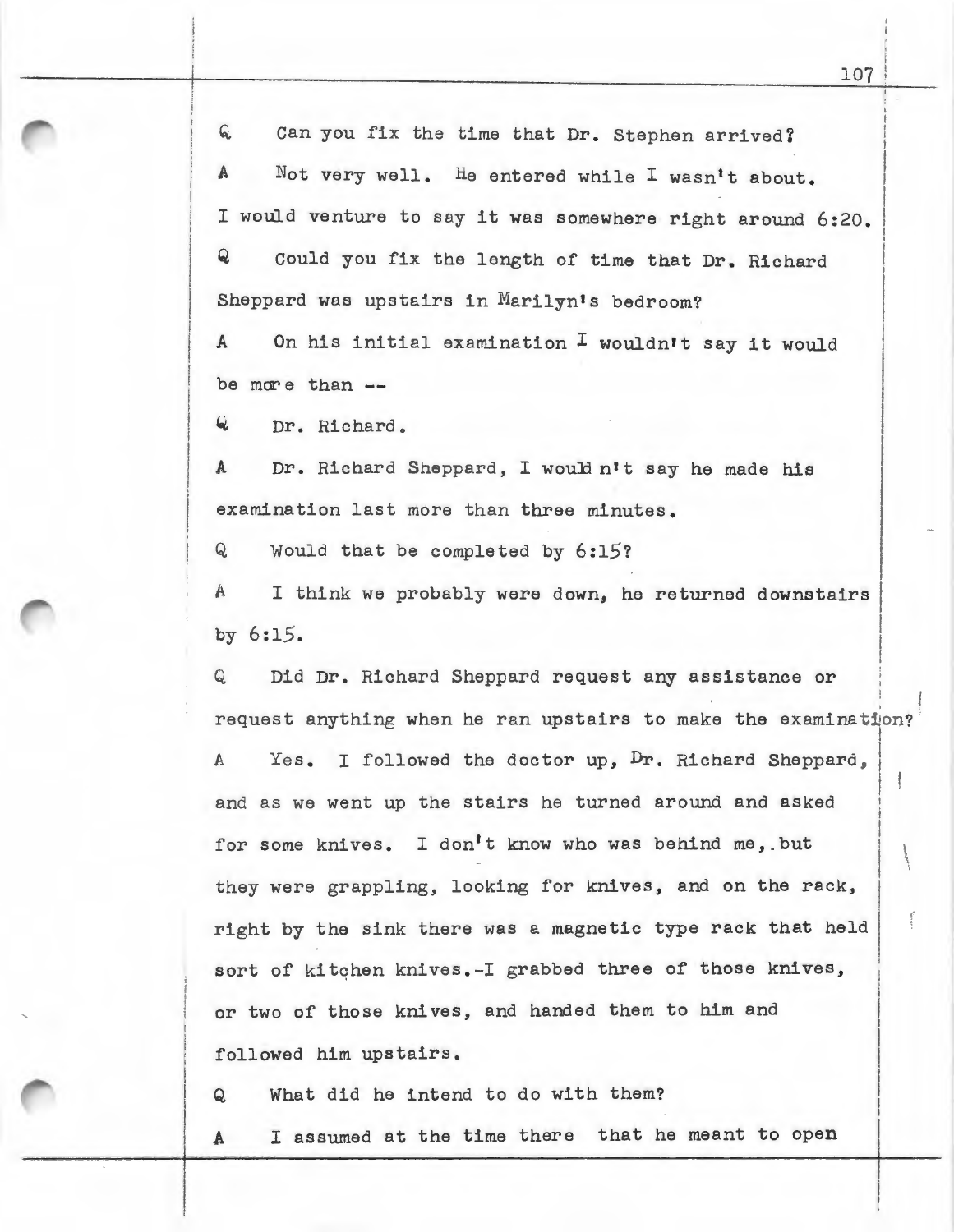Q Can you fix the time that Dr. Stephen arrived?

A Not very well. He entered while I wasn't about. I would venture to say it was somewhere right around 6:20.

Q Could you fix the length of time that Dr. Richard Sheppard was upstairs in Marilyn's bedroom?

A On his initial examination I wouldn't say it would be more than --

Q Dr. Richard.

A Dr. Richard Sheppard, I wouldn't say he made his examination last more than three minutes.

Q Would that be completed by 6:15?

A I think we probably were down, he returned downstairs by 6:15.

Q Did Dr. Richard Sheppard request any assistance or request anything when he ran upstairs to make the examination?

A Yes. I followed the doctor up, Dr. Richard Sheppard, and as we went up the stairs he turned around and asked for some knives. I don't know who was behind me,.but they were grappling, looking for knives, and on the rack, right by the sink there was a magnetic type rack that held sort of kitchen knives.-I grabbed three of those knives, or two of those knives, and handed them to him and followed him upstairs.

Q What did he intend to do with them?

A I assumed at the time there that he meant to open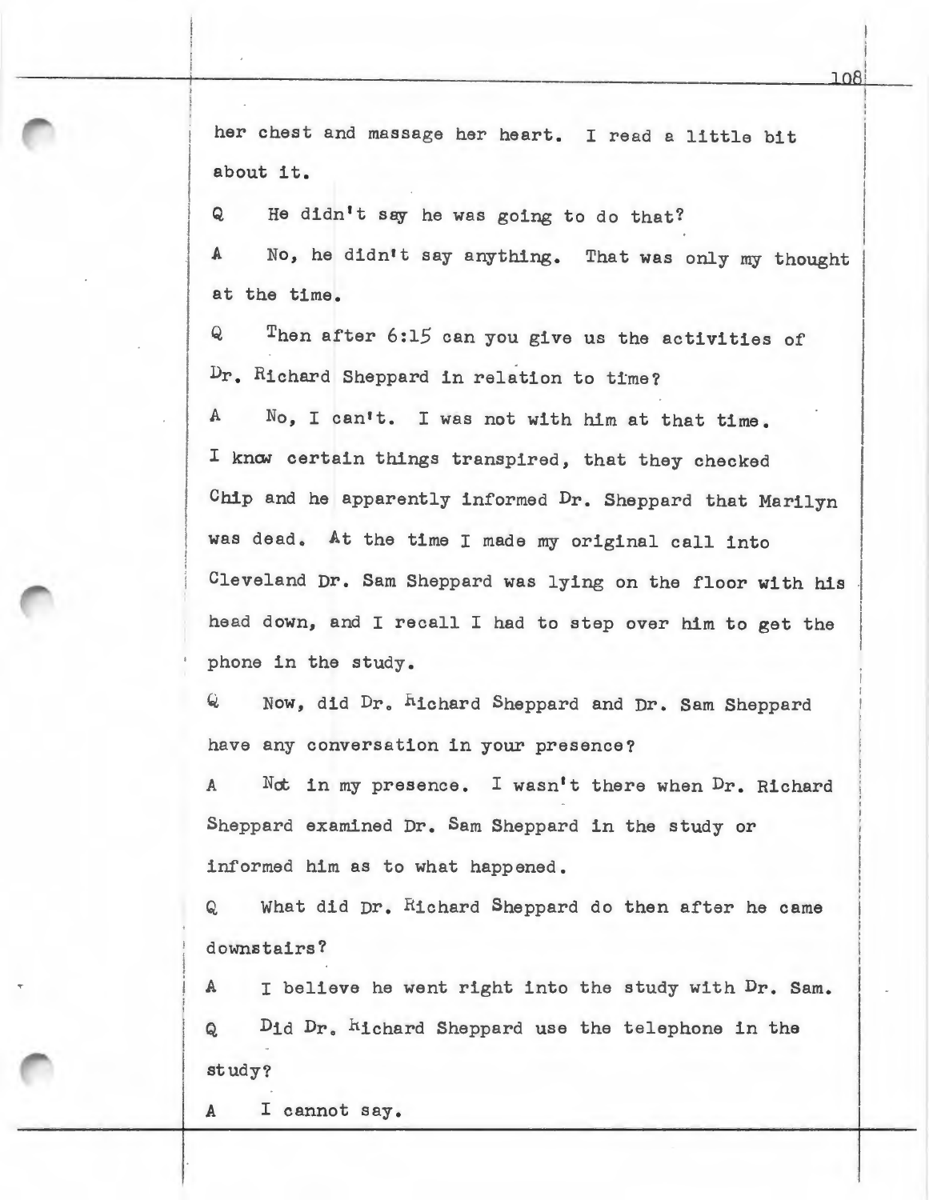her chest and massage her heart. I read a little bit about it.

Q He didn't say he was going to do that?

A No, he didn't say anything. That was only my thought at the time.

Q Then after 6:15 can you give us the activities of Dr. Richard Sheppard in relation to time?

A No, I can't. I was not with him at that time. I know certain things transpired, that they checked Chip and he apparently informed Dr. Sheppard that Marilyn was dead. At the time I made my original call into Cleveland Dr. Sam Sheppard was lying on the floor with his head down, and I recall I had to step over him to get the phone in the study.

Q Now, did Dr. Richard Sheppard and Dr. Sam Sheppard have any conversation in your presence?

A Not in my presence. I wasn't there when Dr. Richard Sheppard examined Dr. Sam Sheppard in the study or informed him as to what happened.

Q What did Dr. Richard Sheppard do then after he came downstairs?

A I believe he went right into the study with Dr. Sam.

Q Did Dr. Richard Sheppard use the telephone in the study?

A I cannot say.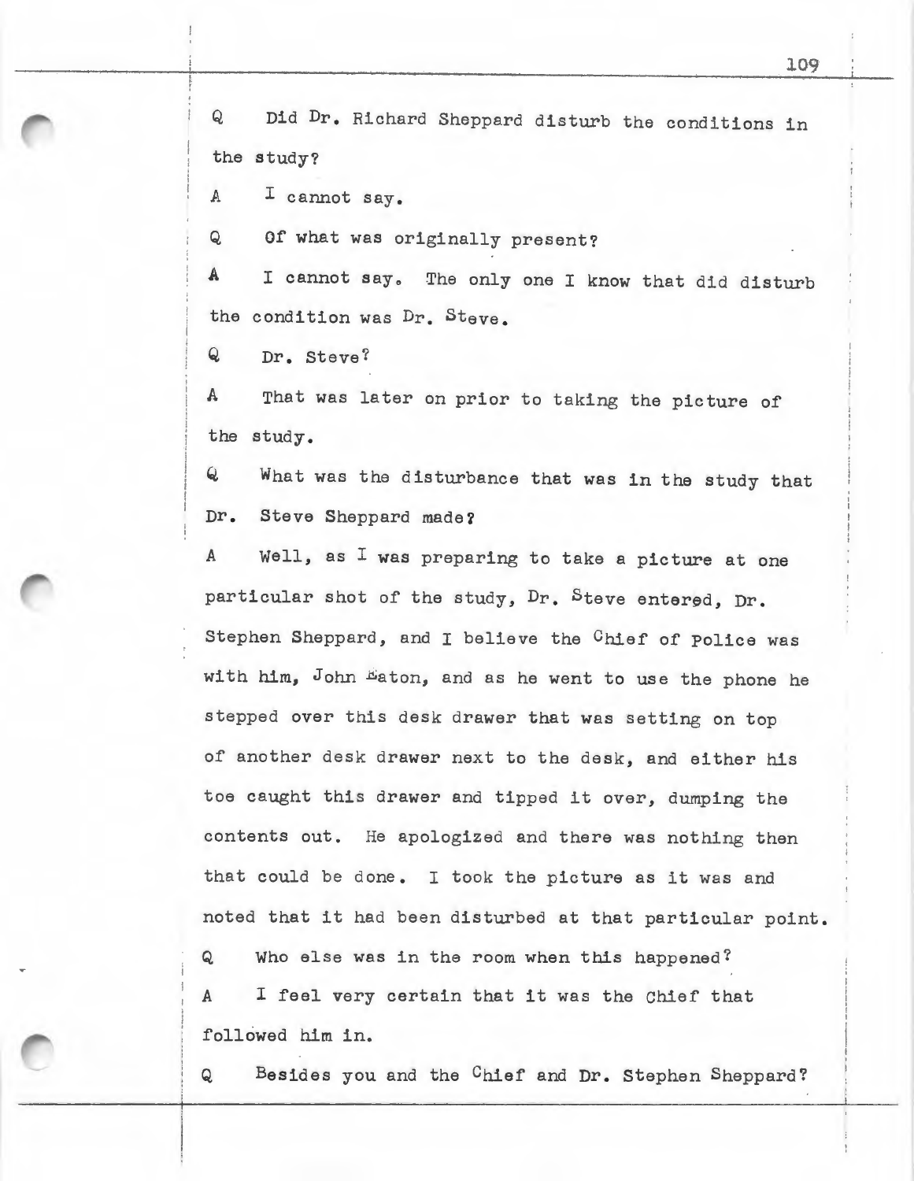Q Did Dr. Richard Sheppard disturb the conditions in the study?

A I cannot say.

Q Of what was originally present?

A I cannot say. The only one I know that did disturb the condition was Dr. Steve.

Q Dr. Steve?

A That was later on prior to taking the picture of the study.

Q What was the disturbance that was in the study that Dr. Steve Sheppard made?

A Well, as I was preparing to take a picture at one particular shot of the study, Dr. Steve entered, Dr. Stephen Sheppard, and I believe the Chief of Police was with him, John Eaton, and as he went to use the phone he stepped over this desk drawer that was setting on top of another desk drawer next to the desk, and either his toe caught this drawer and tipped it over, dumping the contents out. He apologized and there was nothing then that could be done. I took the picture as it was and noted that it had been disturbed at that particular point.

Q Who else was in the room when this happened?

A I feel very certain that it was the Chief that followed him in.

Q Besides you and the Chief and Dr. Stephen Sheppard?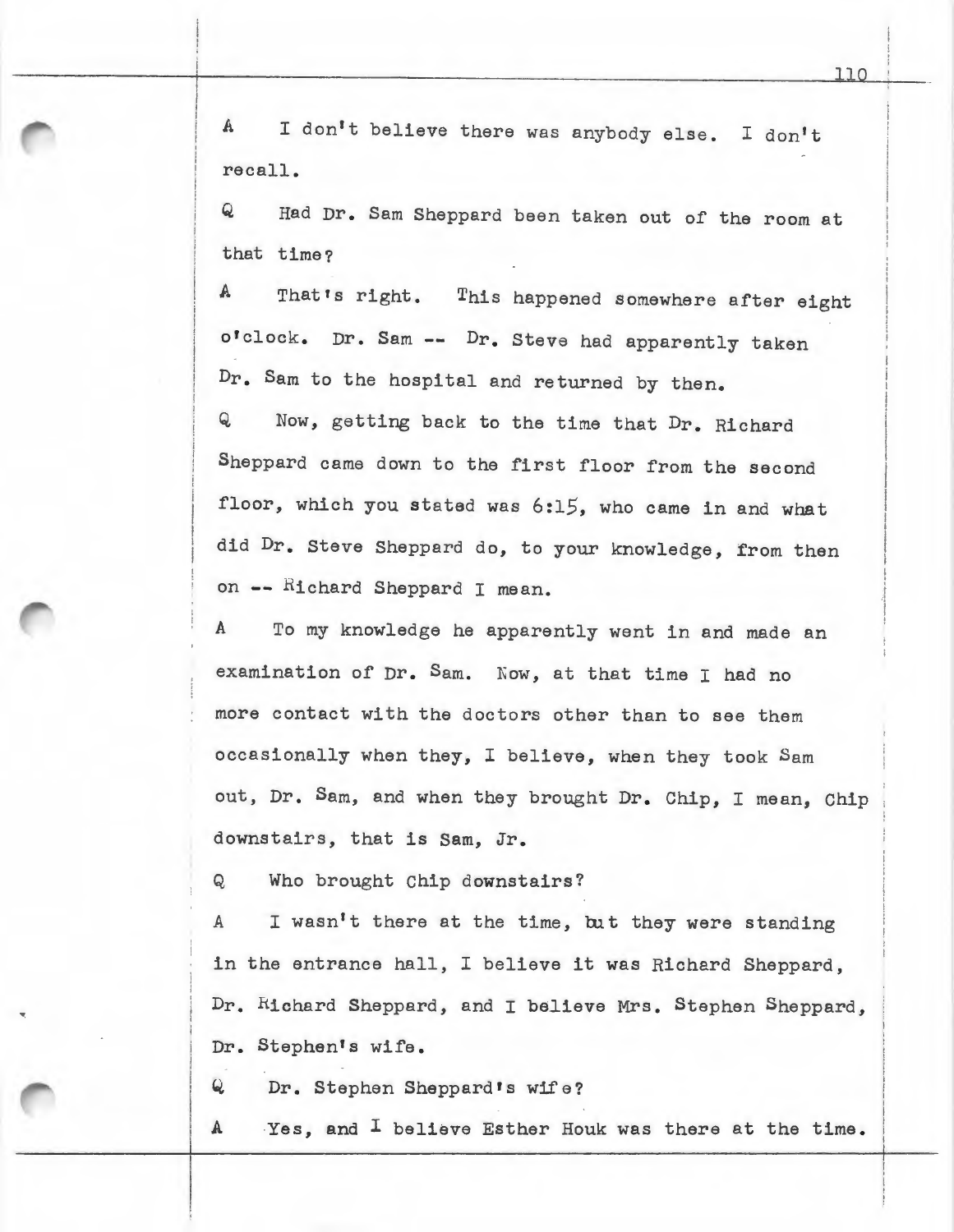A I don't believe there was anybody else. I don't recall.

Q Had Dr. Sam Sheppard been taken out of the room at that time?

A That's right. This happened somewhere after eight o'clock. Dr. Sam -- Dr. Steve had apparently taken Dr. Sam to the hospital and returned by then.

Q Now, getting back to the time that Dr. Richard Sheppard came down to the first floor from the second floor, which you stated was 6:15, who came in and what did Dr. Steve Sheppard do, to your knowledge, from then on -- Richard Sheppard I mean.

A To my knowledge he apparently went in and made an examination of Dr. Sam. Now, at that time I had no more contact with the doctors other than to see them occasionally when they, I believe, when they took Sam out, Dr. Sam, and when they brought Dr. Chip, I mean, Chip downstairs, that is Sam, Jr.

Q Who brought Chip downstairs?

A I wasn't there at the time, but they were standing in the entrance hall, I believe it was Richard Sheppard, Dr. Richard Sheppard, and I believe Mrs. Stephen Sheppard, Dr. Stephen's wife.

Q Dr. Stephen Sheppard's wife?

A Yes, and I believe Esther Houk was there at the time.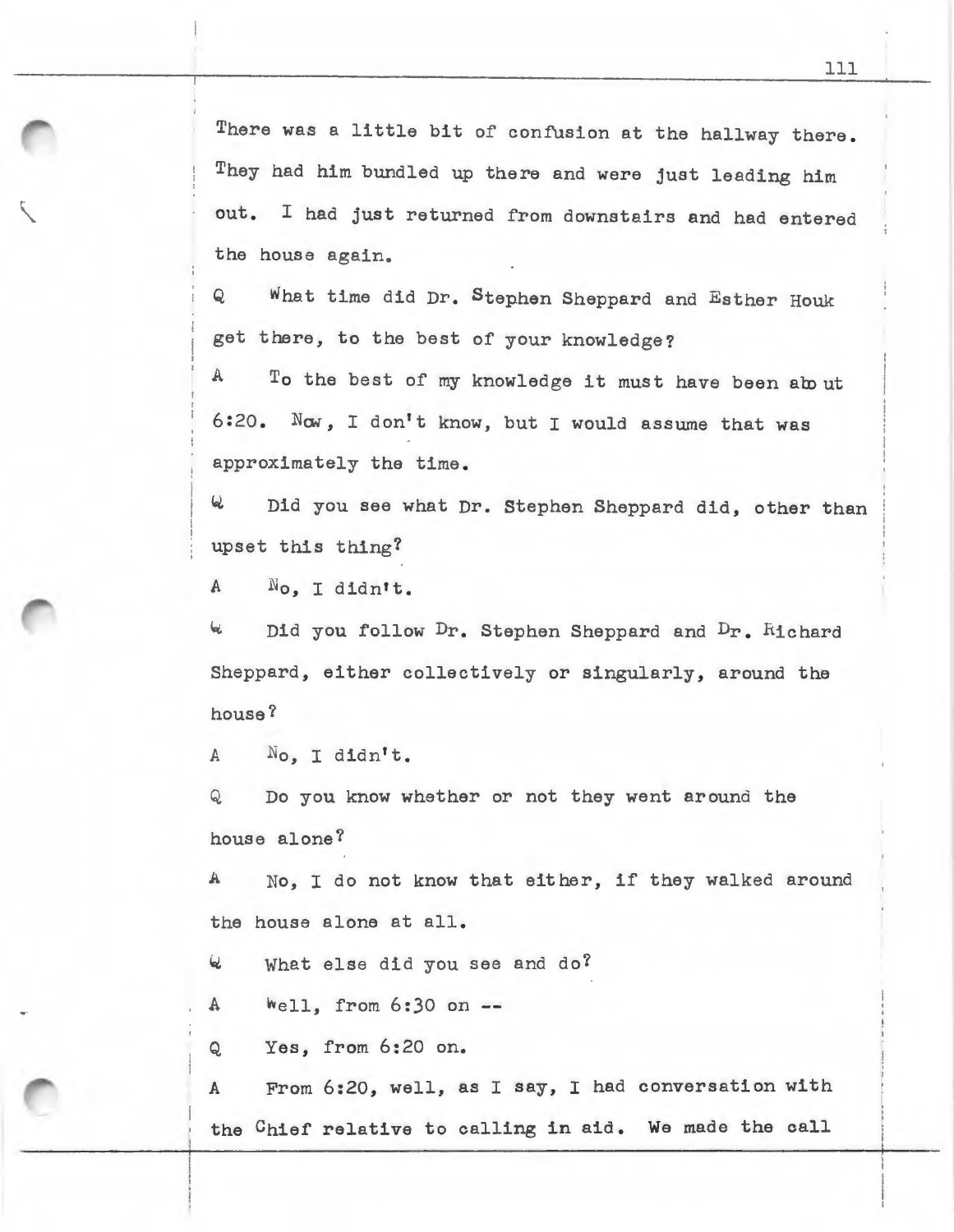There was a little bit of confusion at the hallway there. They had him bundled up there and were just leading him out. I had just returned from downstairs and had entered the house again.

Q What time did Dr. Stephen Sheppard and Esther Houk get there, to the best of your knowledge?

A To the best of my knowledge it must have been about 6:20. Now, I don't know, but I would assume that was approximately the time.

Q Did you see what Dr. Stephen Sheppard did, other than upset this thing?

A No, I didn't.

Q Did you follow Dr. Stephen Sheppard and Dr. Richard Sheppard, either collectively or singularly, around the house?

A No, I didn't.

Q Do you know whether or not they went around the house alone?

A No, I do not know that either, if they walked around the house alone at all.

Q What else did you see and do?

A Well, from 6:30 on --

Q Yes, from 6:20 on.

A From 6:20, well, as I say, I had conversation with the Chief relative to calling in aid. We made the call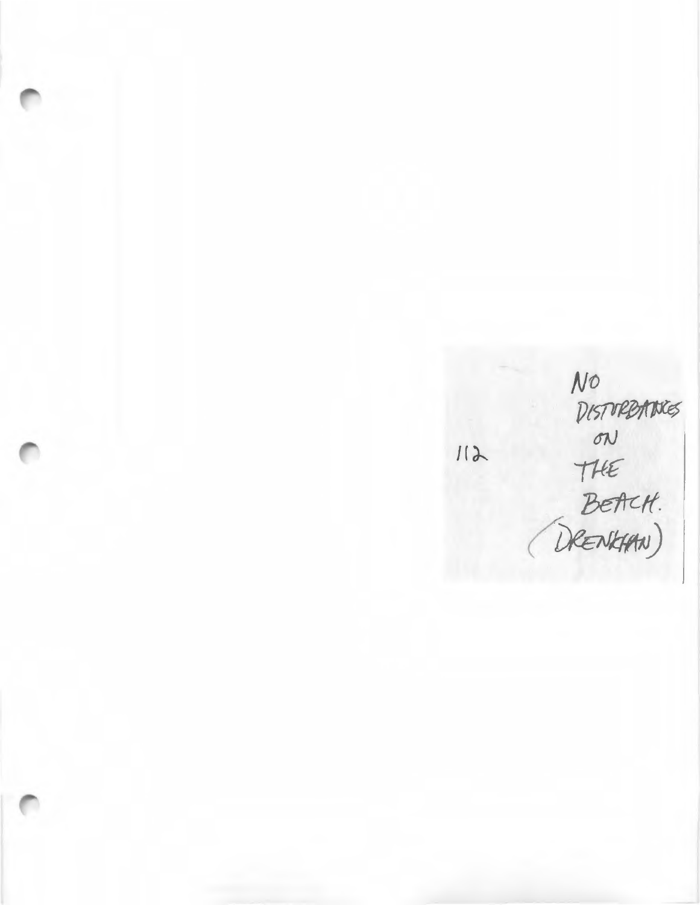112

NO DISTURBANCES ON THE BEACH. (DRENKHAN)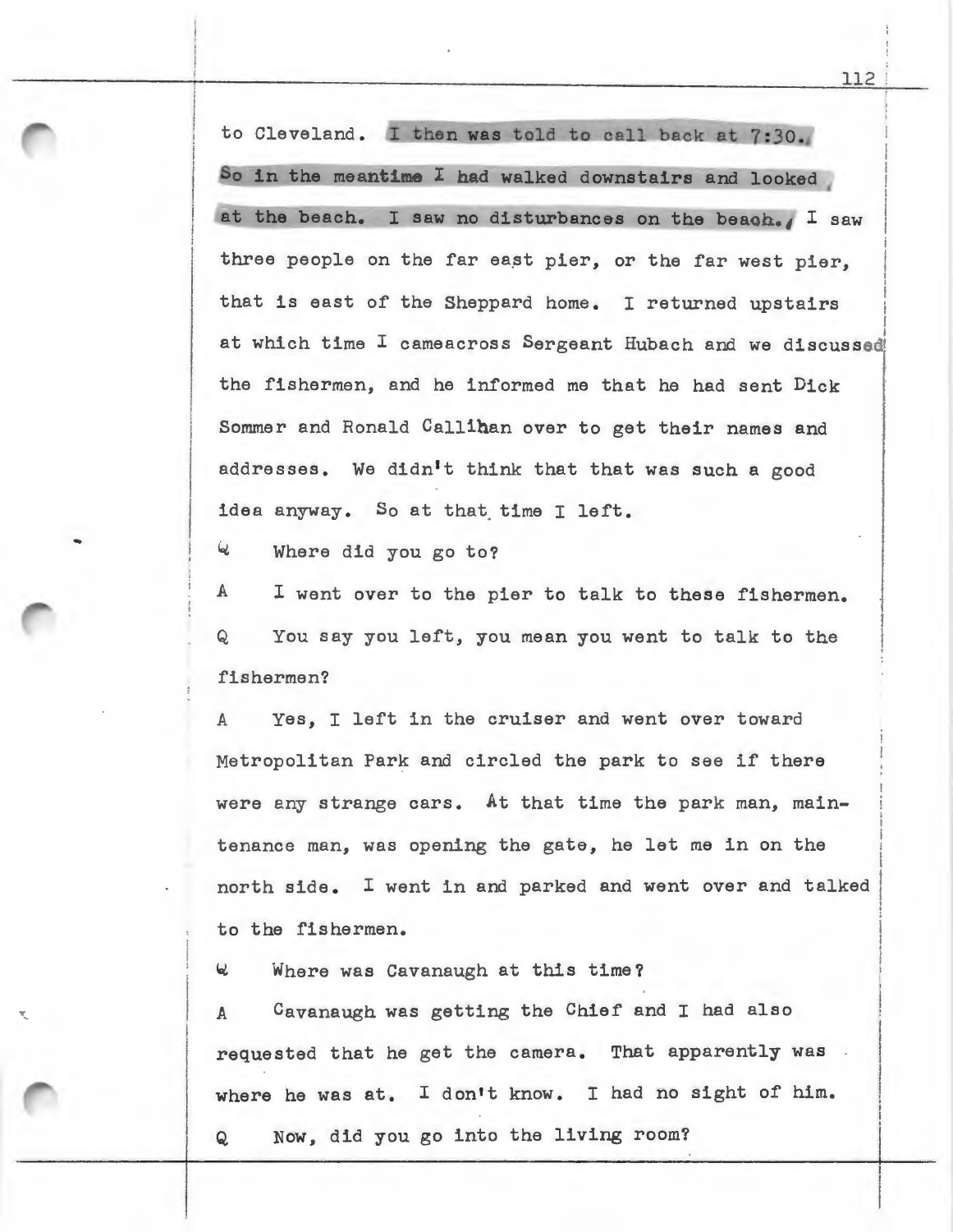to Cleveland. I then was told to call back at 7:30. So in the meantime I had walked downstairs and looked at the beach. I saw no disturbances on the beach. I saw three people on the far east pier, or the far west pier, that is east of the Sheppard home. I returned upstairs at which time I cameacross Sergeant Hubach and we discussed the fishermen, and he informed me that he had sent Dick Sommer and Ronald Callihan over to get their names and addresses. We didn't think that that was such a good idea anyway. So at that time I left.

Q Where did you go to?

A I went over to the pier to talk to these fishermen.

Q You say you left, you mean you went to talk to the fishermen?

A Yes, I left in the cruiser and went over toward Metropolitan Park and circled the park to see if there were any strange cars. At that time the park man, maintenance man, was opening the gate, he let me in on the north side. I went in and parked and went over and talked to the fishermen.

Q Where was Cavanaugh at this time?

A Cavanaugh was getting the Chief and I had also requested that he get the camera. That apparently was where he was at. I don't know. I had no sight of him.

Q Now, did you go into the living room?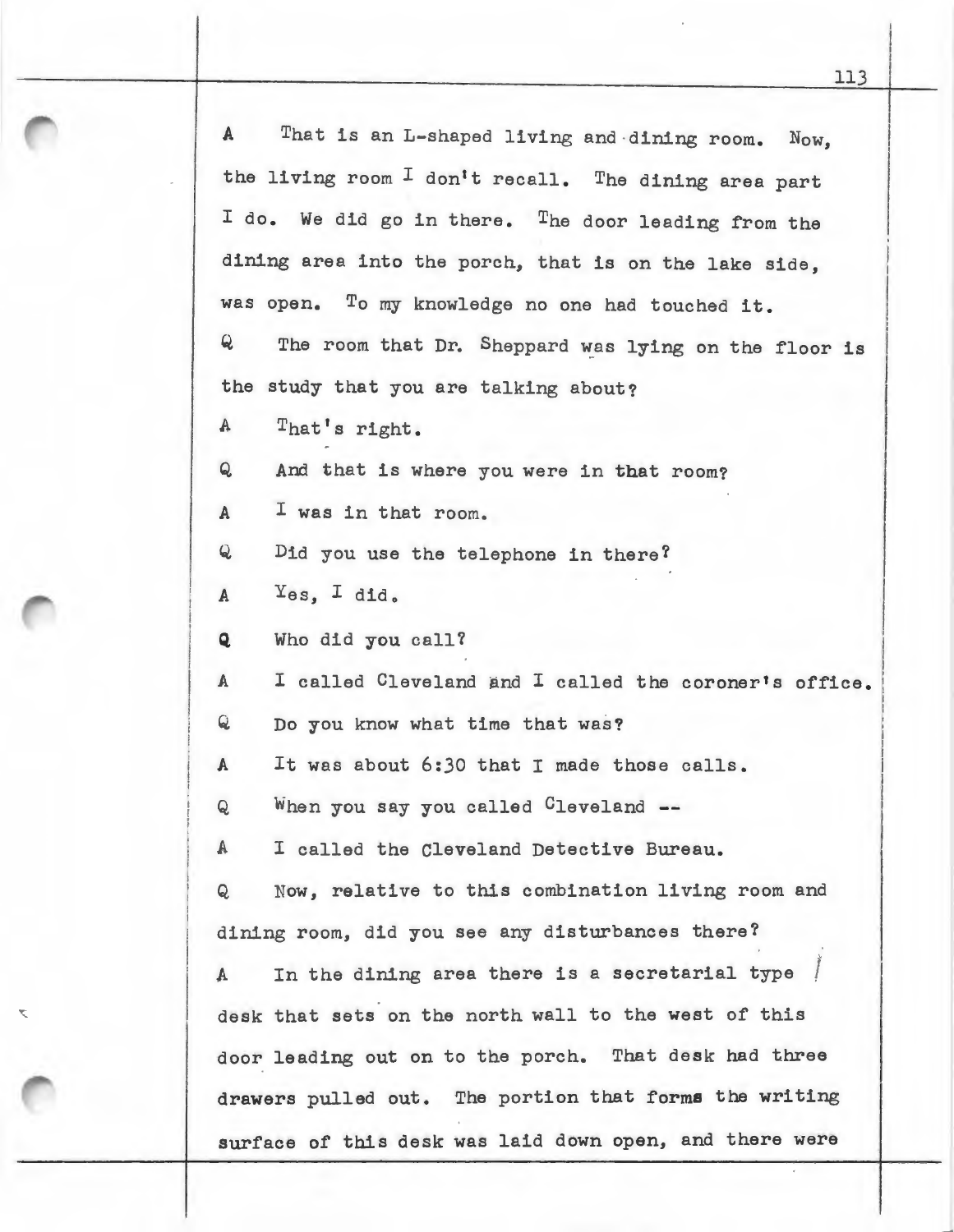A That is an L-shaped living and dining room. Now, the living room I don't recall. The dining area part I do. We did go in there. The door leading from the dining area into the porch, that is on the lake side, was open. To my knowledge no one had touched it.

Q The room that Dr. Sheppard was lying on the floor is the study that you are talking about?

A That's right.

Q And that is where you were in that room?

A I was in that room.

Q Did you use the telephone in there?

A Yes, I did.

Q Who did you call?

A I called Cleveland and I called the coroner's office.

Q Do you know what time that was?

A It was about 6:30 that I made those calls.

Q When you say you called Cleveland --

A I called the Cleveland Detective Bureau.

Q Now, relative to this combination living room and dining room, did you see any disturbances there?

A In the dining area there is a secretarial type desk that sets on the north wall to the west of this door leading out on to the porch. That desk had three drawers pulled out. The portion that forms the writing surface of this desk was laid down open, and there were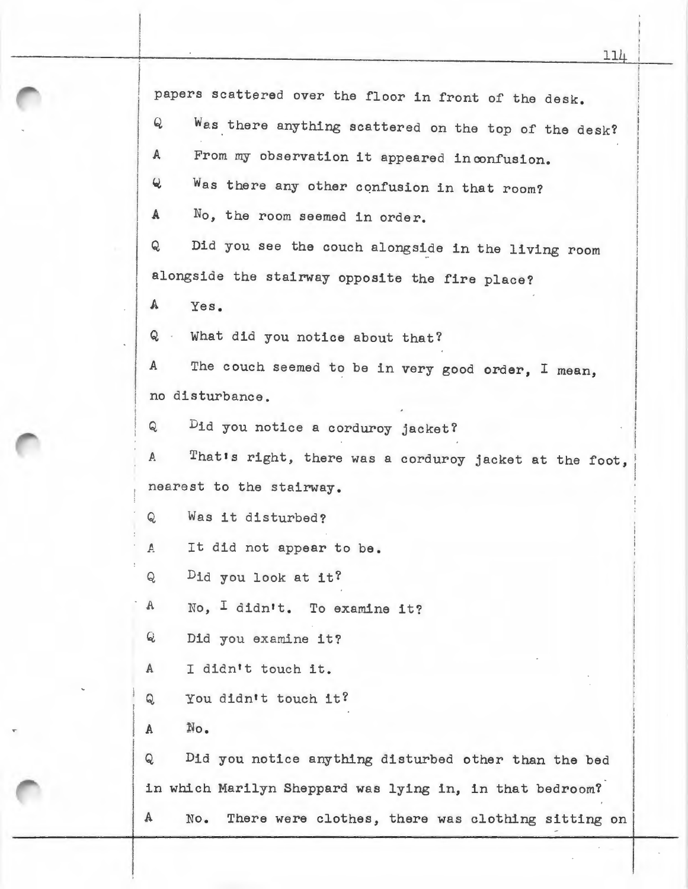papers scattered over the floor in front of the desk.

Q Was there anything scattered on the top of the desk?

A From my observation it appeared in confusion.

Q Was there any other confusion in that room?

A No, the room seemed in order.

Q Did you see the couch alongside in the living room alongside the stairway opposite the fire place?

A Yes.

Q What did you notice about that?

A The couch seemed to be in very good order, I mean, no disturbance.

Q Did you notice a corduroy jacket?

A That's right, there was a corduroy jacket at the foot, nearest to the stairway.

Q Was it disturbed?

A It did not appear to be.

Q Did you look at it?

A No, I didn't. To examine it?

Q Did you examine it?

A I didn't touch it.

Q You didn't touch it?

A No.

Q Did you notice anything disturbed other than the bed in which Marilyn Sheppard was lying in, in that bedroom?

A No. There were clothes, there was clothing sitting on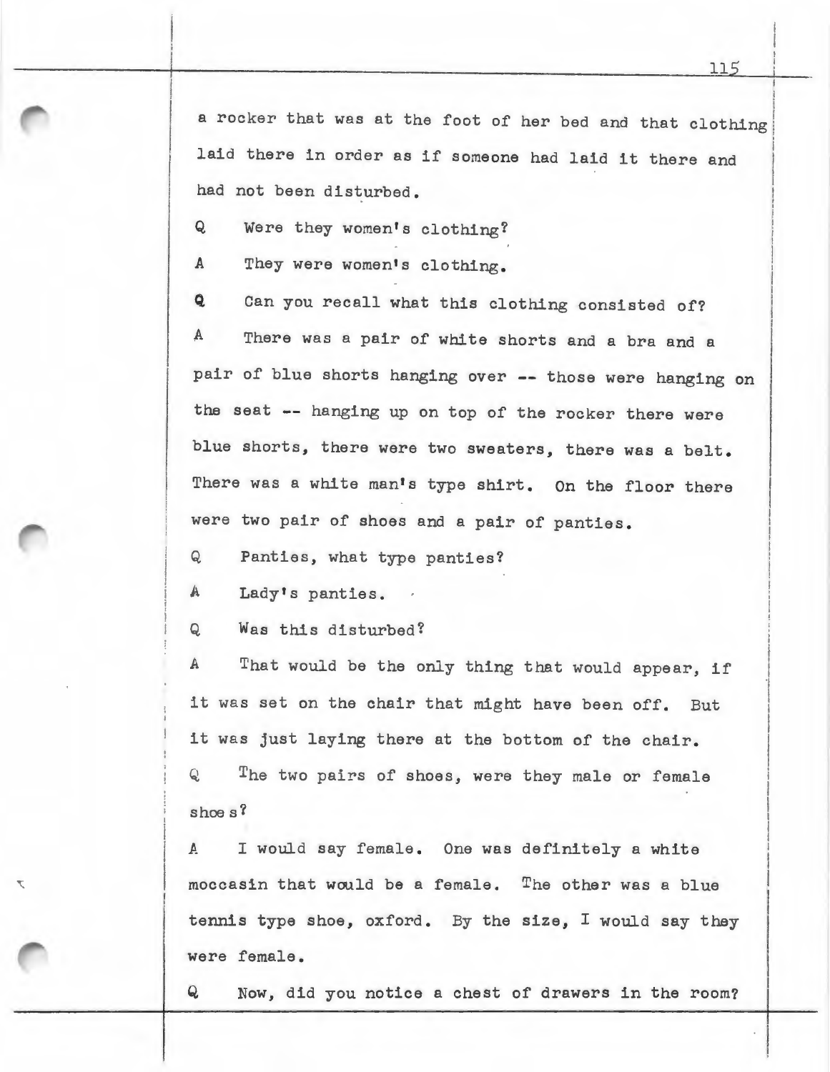a rocker that was at the foot of her bed and that clothing laid there in order as if someone had laid it there and had not been disturbed.

Q Were they women's clothing?

A They were women's clothing.

Q Can you recall what this clothing consisted of?

A There was a pair of white shorts and a bra and a pair of blue shorts hanging over -- those were hanging on the seat -- hanging up on top of the rocker there were blue shorts, there were two sweaters, there was a belt. There was a white man's type shirt. On the floor there were two pair of shoes and a pair of panties.

Q Panties, what type panties?

A Lady's panties.

Q Was this disturbed?

A That would be the only thing that would appear, if it was set on the chair that might have been off. But it was just laying there at the bottom of the chair.

Q The two pairs of shoes, were they male or female shoe s?

A I would say female. One was definitely a white moccasin that would be a female. The other was a blue tennis type shoe, oxford. By the size, I would say they were female.

Q Now, did you notice a chest of drawers in the room?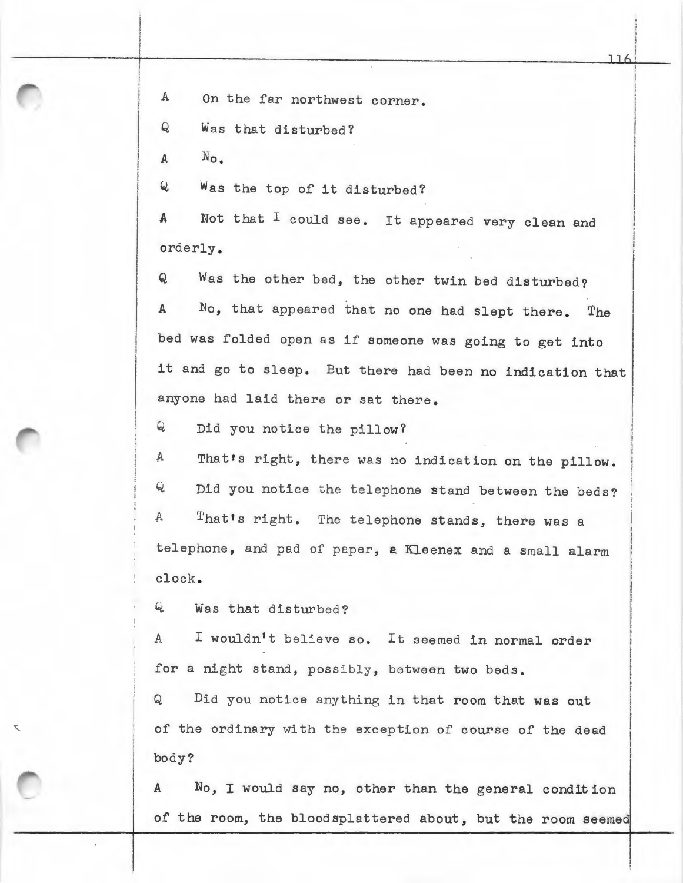A On the far northwest corner.

Q Was that disturbed?

A No.

Q Was the top of it disturbed?

A Not that I could see. It appeared very clean and orderly.

Q Was the other bed, the other twin bed disturbed?

A No, that appeared that no one had slept there. The bed was folded open as if someone was going to get into it and go to sleep. But there had been no indication that anyone had laid there or sat there.

Q Did you notice the pillow?

A That's right, there was no indication on the pillow.

Q Did you notice the telephone stand between the beds?

A That's right. The telephone stands, there was a telephone, and pad of paper, a Kleenex and a small alarm clock.

Q Was that disturbed?

A I wouldn't believe so. It seemed in normal order for a night stand, possibly, between two beds.

Q Did you notice anything in that room that was out of the ordinary with the exception of course of the dead body?

A No, I would say no, other than the general condition of the room, the bloodsplattered about, but the room seemed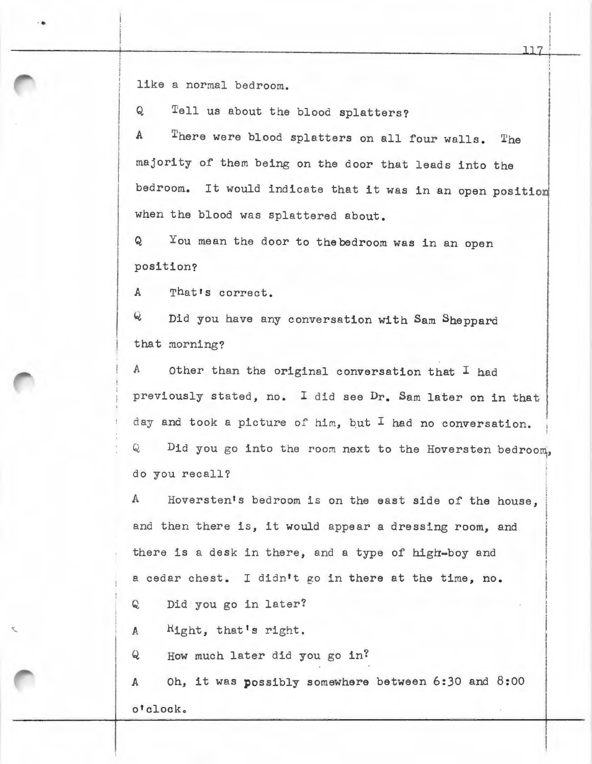like a normal bedroom.

Q Tell us about the blood splatters?

A There were blood splatters on all four walls. The majority of them being on the door that leads into the bedroom. It would indicate that it was in an open position when the blood was splattered about.

Q You mean the door to thebedroom was in an open position?

A That's correct.

Q Did you have any conversation with Sam Sheppard that morning?

A Other than the original conversation that I had previously stated, no. I did see Dr. Sam later on in that day and took a picture of him, but I had no conversation.

Q Did you go into the room next to the Hoversten bedroom, do you recall?

A Hoversten's bedroom is on the east side of the house, and then there is, it would appear a dressing room, and there is a desk in there, and a type of high-boy and a cedar chest. I didn't go in there at the time, no.

Q Did you go in later?

A Right, that's right.

Q How much later did you go in?

A Oh, it was possibly somewhere between 6:30 and 8:00 o'clock.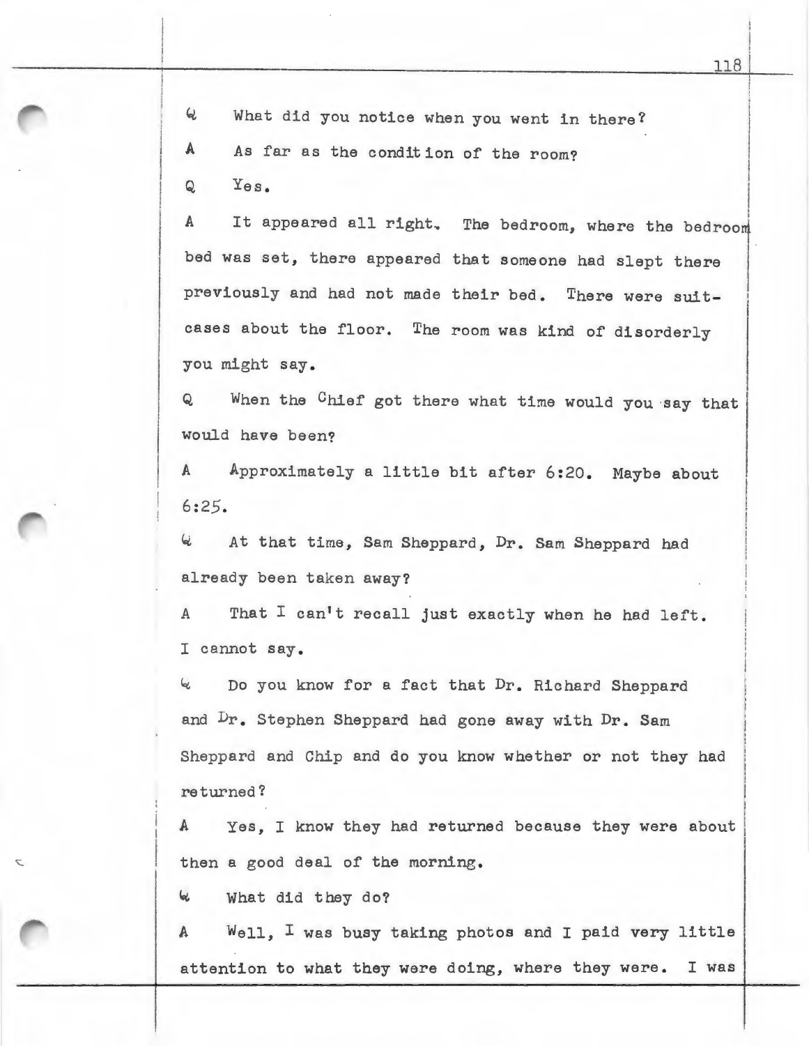Q What did you notice when you went in there?

A As far as the condition of the room?

Q Yes.

A It appeared all right. The bedroom, where the bedroom bed was set, there appeared that someone had slept there previously and had not made their bed. There were suitcases about the floor. The room was kind of disorderly you might say.

Q When the Chief got there what time would you say that would have been?

A Approximately a little bit after 6:20. Maybe about 6:25.

Q At that time, Sam Sheppard, Dr. Sam Sheppard had already been taken away?

A That I can't recall just exactly when he had left. I cannot say.

Q Do you know for a fact that Dr. Richard Sheppard and Dr. Stephen Sheppard had gone away with Dr. Sam Sheppard and Chip and do you know whether or not they had returned?

A Yes, I know they had returned because they were about then a good deal of the morning.

Q What did they do?

A Well, I was busy taking photos and I paid very little attention to what they were doing, where they were. I was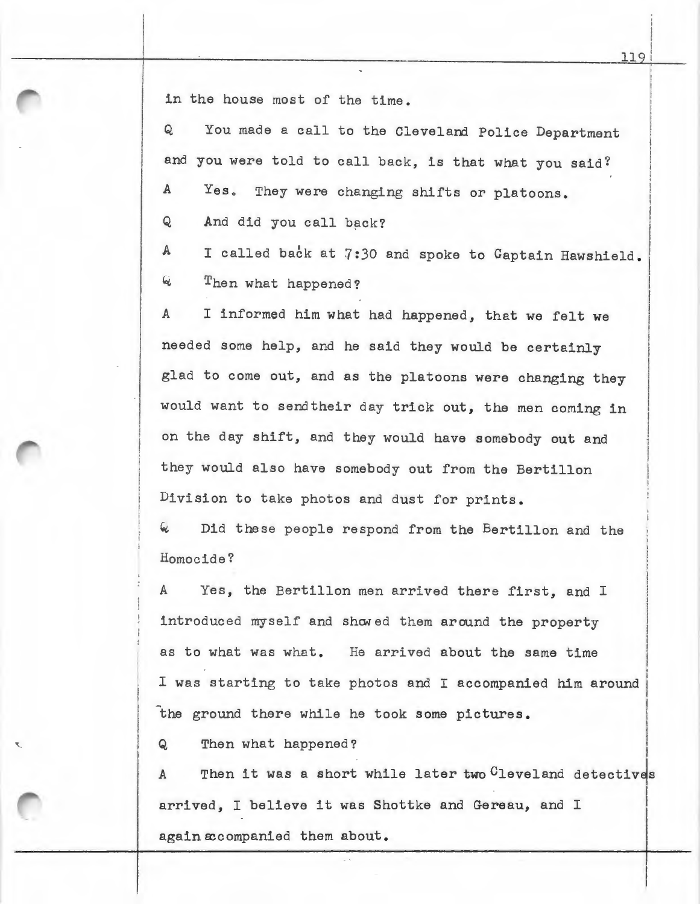in the house most of the time.

Q You made a call to the Cleveland Police Department and you were told to call back, is that what you said?

A Yes. They were changing shifts or platoons.

Q And did you call back?

A I called back at 7:30 and spoke to Captain Hawshield.

Q Then what happened?

A I informed him what had happened, that we felt we needed some help, and he said they would be certainly glad to come out, and as the platoons were changing they would want to sendtheir day trick out, the men coming in on the day shift, and they would have somebody out and they would also have somebody out from the Bertillon Division to take photos and dust for prints.

Q Did these people respond from the Bertillon and the Homocide?

A Yes, the Bertillon men arrived there first, and I introduced myself and showed them around the property as to what was what. He arrived about the same time I was starting to take photos and I accompanied him around the ground there while he took some pictures.

Q Then what happened?

A Then it was a short while later two Cleveland detectives arrived, I believe it was Shottke and Gereau, and I again accompanied them about.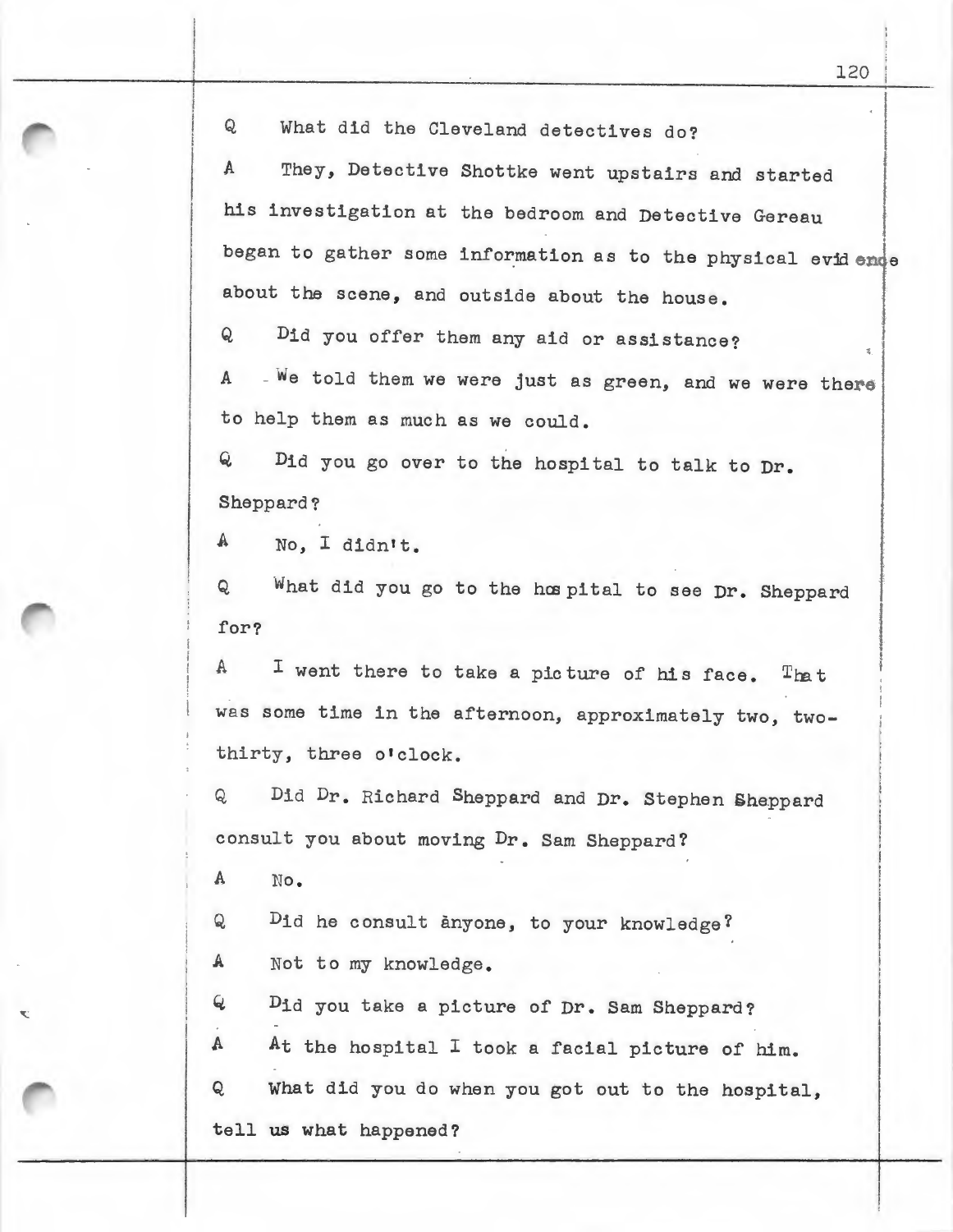Q What did the Cleveland detectives do?

A They, Detective Shottke went upstairs and started his investigation at the bedroom and Detective Gereau began to gather some information as to the physical evidence about the scene, and outside about the house.

Q Did you offer them any aid or assistance?

A We told them we were just as green, and we were there to help them as much as we could.

Q Did you go over to the hospital to talk to Dr. Sheppard?

A No, I didn't.

Q What did you go to the hospital to see Dr. Sheppard for?

A I went there to take a picture of his face. That was some time in the afternoon, approximately two, two-thirty, three o'clock.

Q Did Dr. Richard Sheppard and Dr. Stephen Sheppard consult you about moving Dr. Sam Sheppard?

A No.

Q Did he consult anyone, to your knowledge?

A Not to my knowledge.

Q Did you take a picture of Dr. Sam Sheppard?

A At the hospital I took a facial picture of him.

Q What did you do when you got out to the hospital, tell us what happened?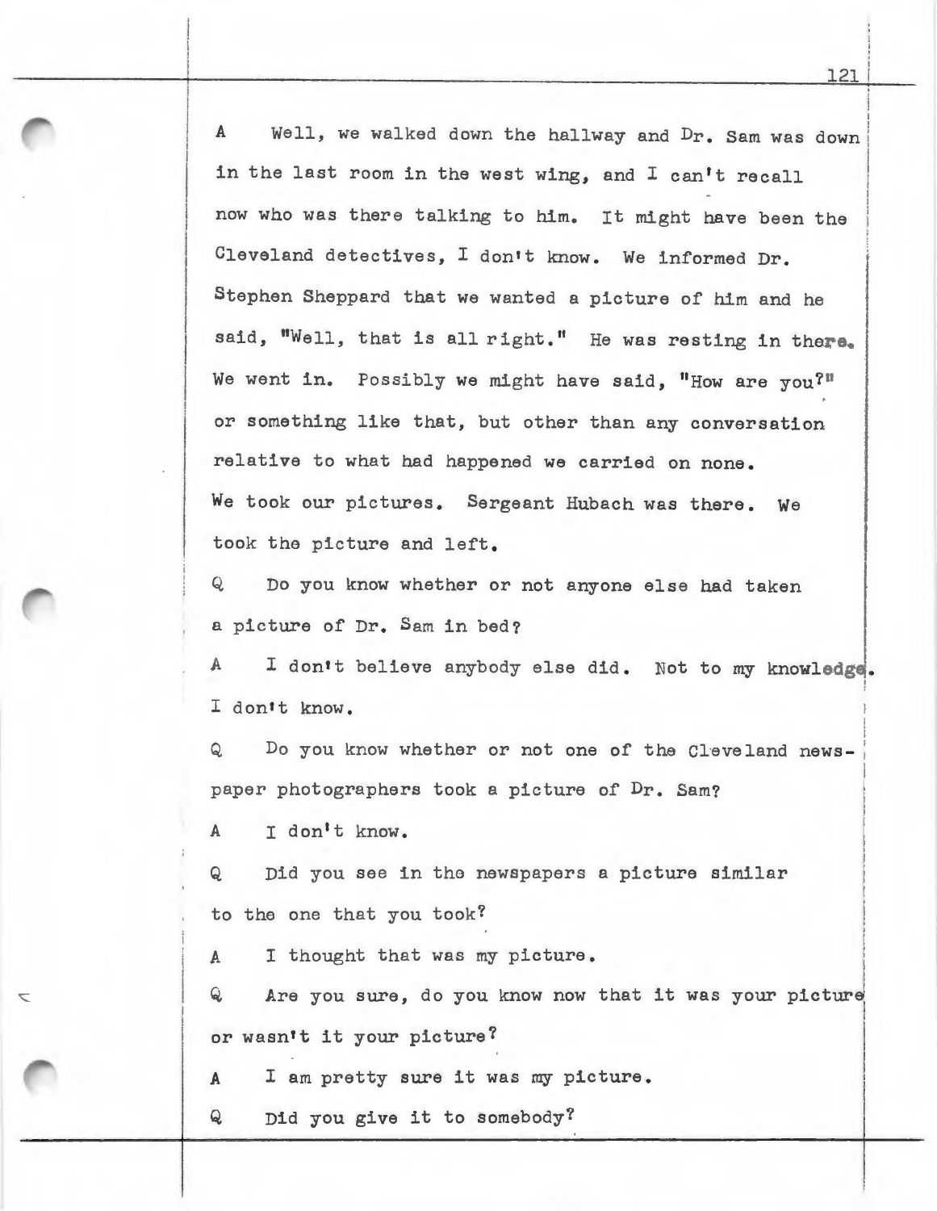A Well, we walked down the hallway and Dr. Sam was down in the last room in the west wing, and I can't recall now who was there talking to him. It might have been the Cleveland detectives, I don't know. We informed Dr. Stephen Sheppard that we wanted a picture of him and he said, "Well, that is all right." He was resting in there. We went in. Possibly we might have said, "How are you?" or something like that, but other than any conversation relative to what had happened we carried on none. We took our pictures. Sergeant Hubach was there. We took the picture and left.

Q Do you know whether or not anyone else had taken a picture of Dr. Sam in bed?

A I don't believe anybody else did. Not to my knowledge. I don't know.

Q Do you know whether or not one of the Cleveland newspaper photographers took a picture of Dr. Sam?

A I don't know.

Q Did you see in the newspapers a picture similar to the one that you took?

A I thought that was my picture.

Q Are you sure, do you know now that it was your picture or wasn't it your picture?

A I am pretty sure it was my picture.

Q Did you give it to somebody?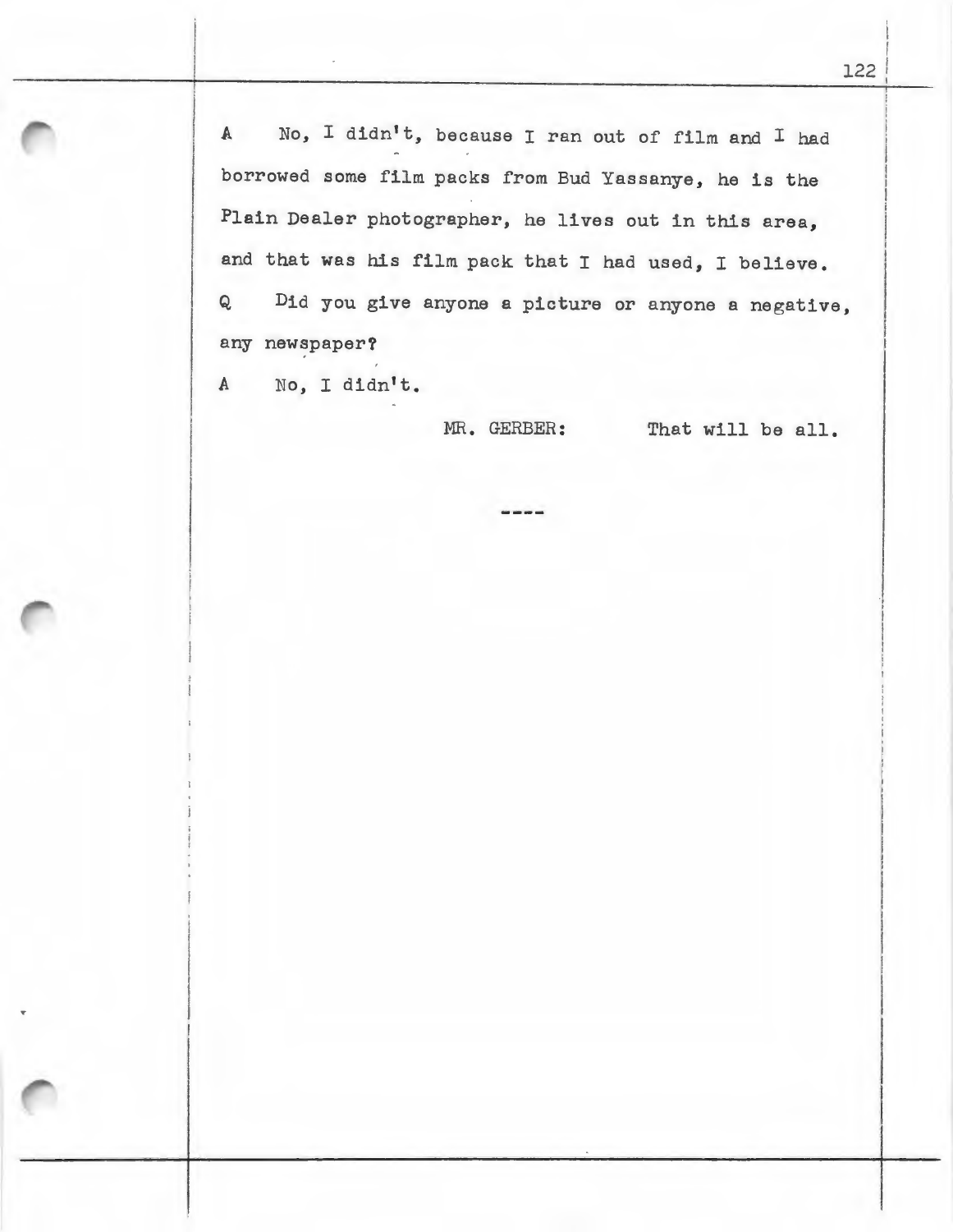A No, I didn't, because I ran out of film and I had borrowed some film packs from Bud Yassanye, he is the Plain Dealer photographer, he lives out in this area, and that was his film pack that I had used, I believe.

Q Did you give anyone a picture or anyone a negative, any newspaper?

A No, I didn't.

MR. GERBER: That will be all.

----